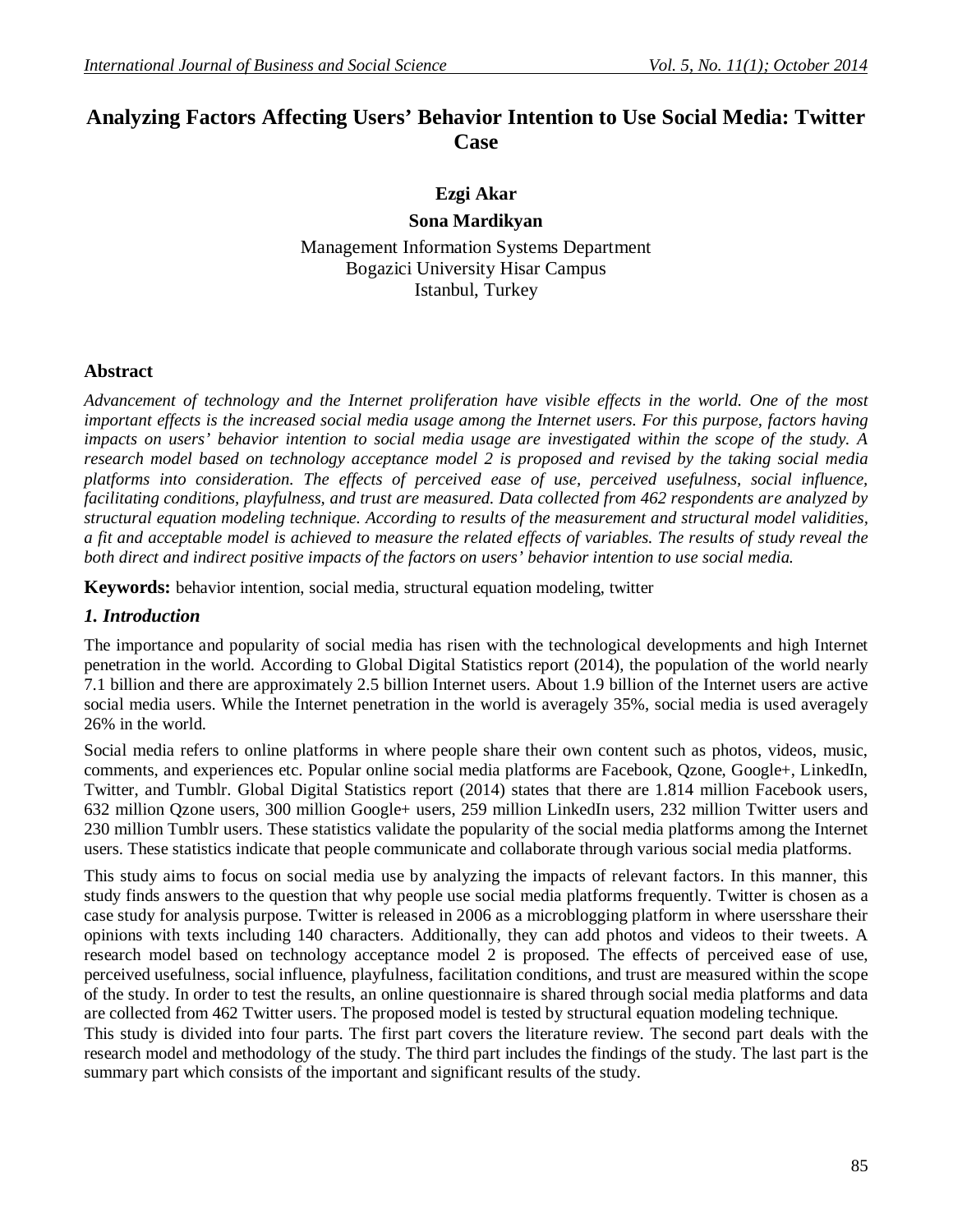# Analyzing Factors Affecting Users' Behavior Intention to Use Social Media: Twitter Case

**Ezgi Akar**

**Sona Mardikyan**

Management Information Systems Department
Bogazici University Hisar Campus
Istanbul, Turkey

## Abstract

*Advancement of technology and the Internet proliferation have visible effects in the world. One of the most important effects is the increased social media usage among the Internet users. For this purpose, factors having impacts on users' behavior intention to social media usage are investigated within the scope of the study. A research model based on technology acceptance model 2 is proposed and revised by the taking social media platforms into consideration. The effects of perceived ease of use, perceived usefulness, social influence, facilitating conditions, playfulness, and trust are measured. Data collected from 462 respondents are analyzed by structural equation modeling technique. According to results of the measurement and structural model validities, a fit and acceptable model is achieved to measure the related effects of variables. The results of study reveal the both direct and indirect positive impacts of the factors on users' behavior intention to use social media.*

**Keywords:** behavior intention, social media, structural equation modeling, twitter

## *1. Introduction*

The importance and popularity of social media has risen with the technological developments and high Internet penetration in the world. According to Global Digital Statistics report (2014), the population of the world nearly 7.1 billion and there are approximately 2.5 billion Internet users. About 1.9 billion of the Internet users are active social media users. While the Internet penetration in the world is averagely 35%, social media is used averagely 26% in the world.

Social media refers to online platforms in where people share their own content such as photos, videos, music, comments, and experiences etc. Popular online social media platforms are Facebook, Qzone, Google+, LinkedIn, Twitter, and Tumblr. Global Digital Statistics report (2014) states that there are 1.814 million Facebook users, 632 million Qzone users, 300 million Google+ users, 259 million LinkedIn users, 232 million Twitter users and 230 million Tumblr users. These statistics validate the popularity of the social media platforms among the Internet users. These statistics indicate that people communicate and collaborate through various social media platforms.

This study aims to focus on social media use by analyzing the impacts of relevant factors. In this manner, this study finds answers to the question that why people use social media platforms frequently. Twitter is chosen as a case study for analysis purpose. Twitter is released in 2006 as a microblogging platform in where usersshare their opinions with texts including 140 characters. Additionally, they can add photos and videos to their tweets. A research model based on technology acceptance model 2 is proposed. The effects of perceived ease of use, perceived usefulness, social influence, playfulness, facilitation conditions, and trust are measured within the scope of the study. In order to test the results, an online questionnaire is shared through social media platforms and data are collected from 462 Twitter users. The proposed model is tested by structural equation modeling technique.

This study is divided into four parts. The first part covers the literature review. The second part deals with the research model and methodology of the study. The third part includes the findings of the study. The last part is the summary part which consists of the important and significant results of the study.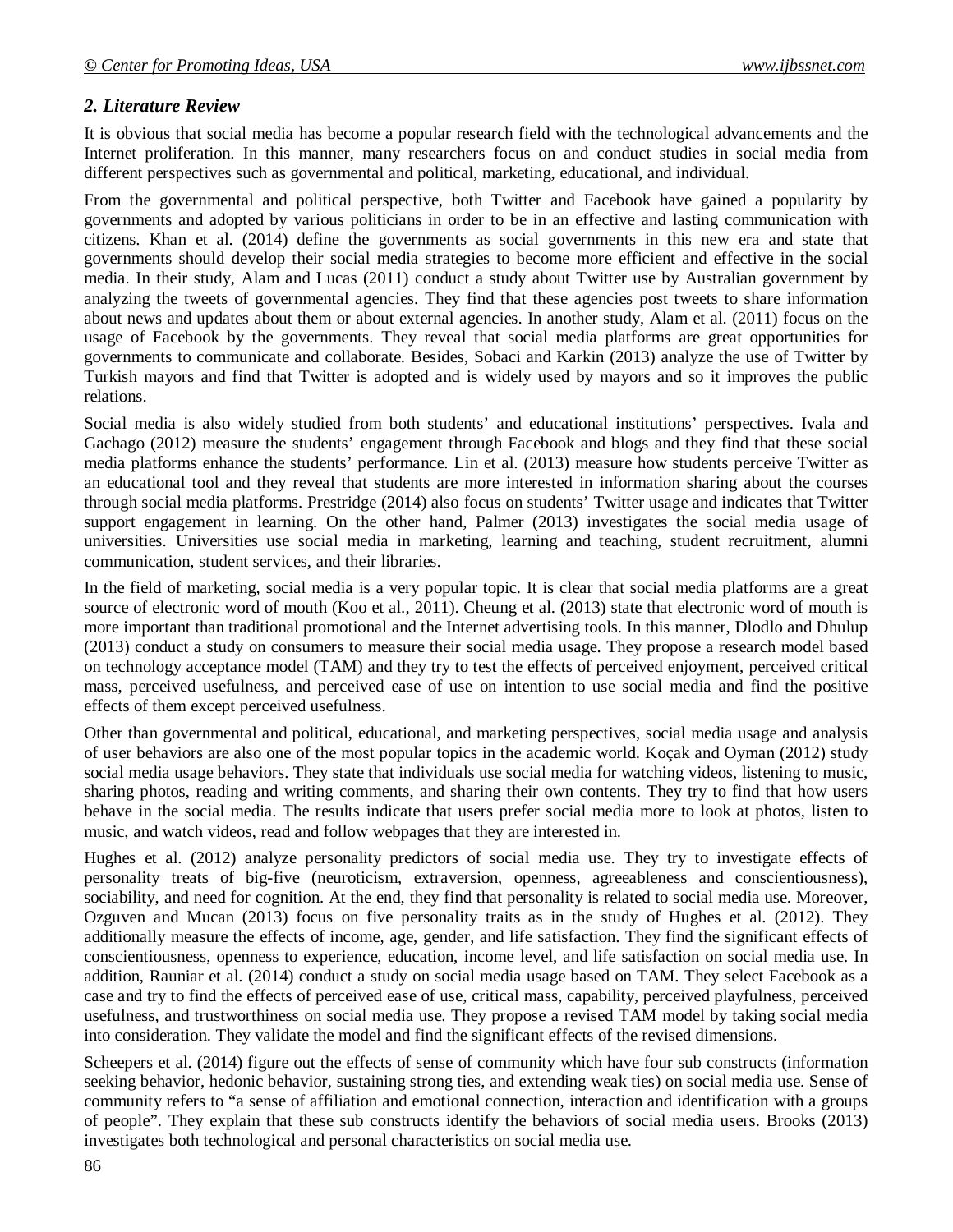## *2. Literature Review*

It is obvious that social media has become a popular research field with the technological advancements and the Internet proliferation. In this manner, many researchers focus on and conduct studies in social media from different perspectives such as governmental and political, marketing, educational, and individual.

From the governmental and political perspective, both Twitter and Facebook have gained a popularity by governments and adopted by various politicians in order to be in an effective and lasting communication with citizens. Khan et al. (2014) define the governments as social governments in this new era and state that governments should develop their social media strategies to become more efficient and effective in the social media. In their study, Alam and Lucas (2011) conduct a study about Twitter use by Australian government by analyzing the tweets of governmental agencies. They find that these agencies post tweets to share information about news and updates about them or about external agencies. In another study, Alam et al. (2011) focus on the usage of Facebook by the governments. They reveal that social media platforms are great opportunities for governments to communicate and collaborate. Besides, Sobaci and Karkin (2013) analyze the use of Twitter by Turkish mayors and find that Twitter is adopted and is widely used by mayors and so it improves the public relations.

Social media is also widely studied from both students' and educational institutions' perspectives. Ivala and Gachago (2012) measure the students' engagement through Facebook and blogs and they find that these social media platforms enhance the students' performance. Lin et al. (2013) measure how students perceive Twitter as an educational tool and they reveal that students are more interested in information sharing about the courses through social media platforms. Prestridge (2014) also focus on students' Twitter usage and indicates that Twitter support engagement in learning. On the other hand, Palmer (2013) investigates the social media usage of universities. Universities use social media in marketing, learning and teaching, student recruitment, alumni communication, student services, and their libraries.

In the field of marketing, social media is a very popular topic. It is clear that social media platforms are a great source of electronic word of mouth (Koo et al., 2011). Cheung et al. (2013) state that electronic word of mouth is more important than traditional promotional and the Internet advertising tools. In this manner, Dlodlo and Dhulup (2013) conduct a study on consumers to measure their social media usage. They propose a research model based on technology acceptance model (TAM) and they try to test the effects of perceived enjoyment, perceived critical mass, perceived usefulness, and perceived ease of use on intention to use social media and find the positive effects of them except perceived usefulness.

Other than governmental and political, educational, and marketing perspectives, social media usage and analysis of user behaviors are also one of the most popular topics in the academic world. Koçak and Oyman (2012) study social media usage behaviors. They state that individuals use social media for watching videos, listening to music, sharing photos, reading and writing comments, and sharing their own contents. They try to find that how users behave in the social media. The results indicate that users prefer social media more to look at photos, listen to music, and watch videos, read and follow webpages that they are interested in.

Hughes et al. (2012) analyze personality predictors of social media use. They try to investigate effects of personality treats of big-five (neuroticism, extraversion, openness, agreeableness and conscientiousness), sociability, and need for cognition. At the end, they find that personality is related to social media use. Moreover, Ozguven and Mucan (2013) focus on five personality traits as in the study of Hughes et al. (2012). They additionally measure the effects of income, age, gender, and life satisfaction. They find the significant effects of conscientiousness, openness to experience, education, income level, and life satisfaction on social media use. In addition, Rauniar et al. (2014) conduct a study on social media usage based on TAM. They select Facebook as a case and try to find the effects of perceived ease of use, critical mass, capability, perceived playfulness, perceived usefulness, and trustworthiness on social media use. They propose a revised TAM model by taking social media into consideration. They validate the model and find the significant effects of the revised dimensions.

Scheepers et al. (2014) figure out the effects of sense of community which have four sub constructs (information seeking behavior, hedonic behavior, sustaining strong ties, and extending weak ties) on social media use. Sense of community refers to "a sense of affiliation and emotional connection, interaction and identification with a groups of people". They explain that these sub constructs identify the behaviors of social media users. Brooks (2013) investigates both technological and personal characteristics on social media use.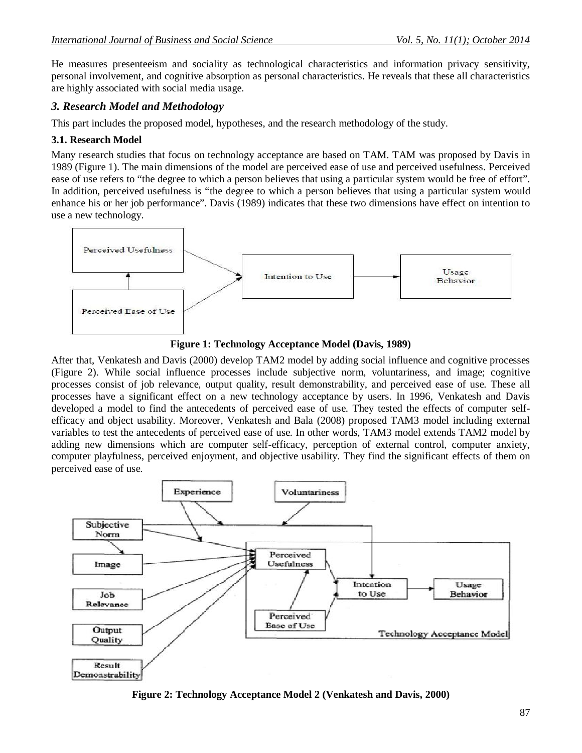He measures presenteeism and sociality as technological characteristics and information privacy sensitivity, personal involvement, and cognitive absorption as personal characteristics. He reveals that these all characteristics are highly associated with social media usage.

## *3. Research Model and Methodology*

This part includes the proposed model, hypotheses, and the research methodology of the study.

### 3.1. Research Model

Many research studies that focus on technology acceptance are based on TAM. TAM was proposed by Davis in 1989 (Figure 1). The main dimensions of the model are perceived ease of use and perceived usefulness. Perceived ease of use refers to "the degree to which a person believes that using a particular system would be free of effort". In addition, perceived usefulness is "the degree to which a person believes that using a particular system would enhance his or her job performance". Davis (1989) indicates that these two dimensions have effect on intention to use a new technology.

**Figure 1: Technology Acceptance Model (Davis, 1989)**

After that, Venkatesh and Davis (2000) develop TAM2 model by adding social influence and cognitive processes (Figure 2). While social influence processes include subjective norm, voluntariness, and image; cognitive processes consist of job relevance, output quality, result demonstrability, and perceived ease of use. These all processes have a significant effect on a new technology acceptance by users. In 1996, Venkatesh and Davis developed a model to find the antecedents of perceived ease of use. They tested the effects of computer self-efficacy and object usability. Moreover, Venkatesh and Bala (2008) proposed TAM3 model including external variables to test the antecedents of perceived ease of use. In other words, TAM3 model extends TAM2 model by adding new dimensions which are computer self-efficacy, perception of external control, computer anxiety, computer playfulness, perceived enjoyment, and objective usability. They find the significant effects of them on perceived ease of use.

**Figure 2: Technology Acceptance Model 2 (Venkatesh and Davis, 2000)**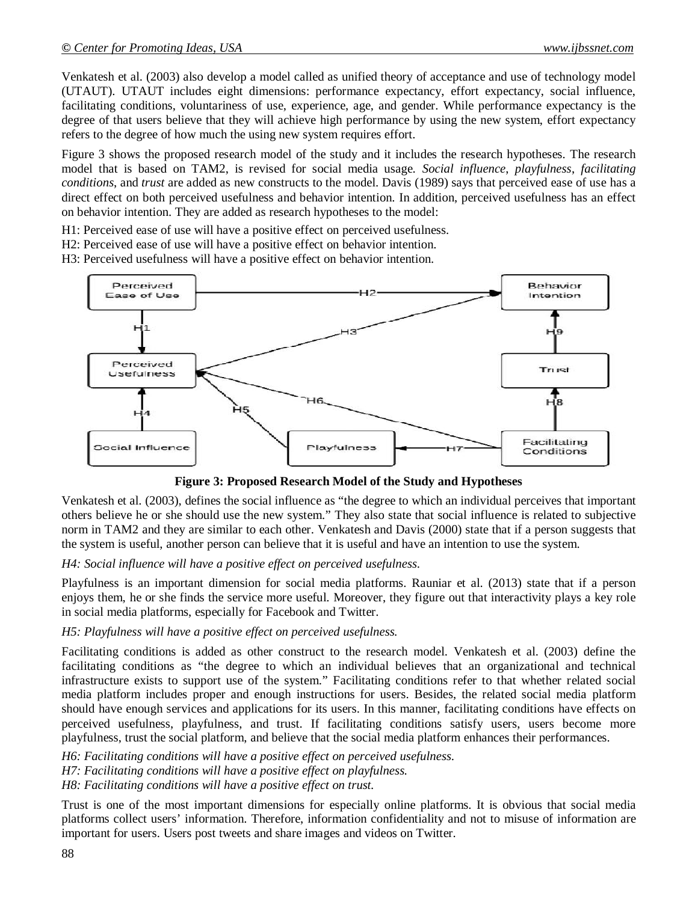Venkatesh et al. (2003) also develop a model called as unified theory of acceptance and use of technology model (UTAUT). UTAUT includes eight dimensions: performance expectancy, effort expectancy, social influence, facilitating conditions, voluntariness of use, experience, age, and gender. While performance expectancy is the degree of that users believe that they will achieve high performance by using the new system, effort expectancy refers to the degree of how much the using new system requires effort.

Figure 3 shows the proposed research model of the study and it includes the research hypotheses. The research model that is based on TAM2, is revised for social media usage. *Social influence*, *playfulness*, *facilitating conditions*, and *trust* are added as new constructs to the model. Davis (1989) says that perceived ease of use has a direct effect on both perceived usefulness and behavior intention. In addition, perceived usefulness has an effect on behavior intention. They are added as research hypotheses to the model:

H1: Perceived ease of use will have a positive effect on perceived usefulness.
H2: Perceived ease of use will have a positive effect on behavior intention.
H3: Perceived usefulness will have a positive effect on behavior intention.

**Figure 3: Proposed Research Model of the Study and Hypotheses**

Venkatesh et al. (2003), defines the social influence as "the degree to which an individual perceives that important others believe he or she should use the new system." They also state that social influence is related to subjective norm in TAM2 and they are similar to each other. Venkatesh and Davis (2000) state that if a person suggests that the system is useful, another person can believe that it is useful and have an intention to use the system.

*H4: Social influence will have a positive effect on perceived usefulness.*

Playfulness is an important dimension for social media platforms. Rauniar et al. (2013) state that if a person enjoys them, he or she finds the service more useful. Moreover, they figure out that interactivity plays a key role in social media platforms, especially for Facebook and Twitter.

*H5: Playfulness will have a positive effect on perceived usefulness.*

Facilitating conditions is added as other construct to the research model. Venkatesh et al. (2003) define the facilitating conditions as "the degree to which an individual believes that an organizational and technical infrastructure exists to support use of the system." Facilitating conditions refer to that whether related social media platform includes proper and enough instructions for users. Besides, the related social media platform should have enough services and applications for its users. In this manner, facilitating conditions have effects on perceived usefulness, playfulness, and trust. If facilitating conditions satisfy users, users become more playfulness, trust the social platform, and believe that the social media platform enhances their performances.

*H6: Facilitating conditions will have a positive effect on perceived usefulness.*
*H7: Facilitating conditions will have a positive effect on playfulness.*
*H8: Facilitating conditions will have a positive effect on trust.*

Trust is one of the most important dimensions for especially online platforms. It is obvious that social media platforms collect users' information. Therefore, information confidentiality and not to misuse of information are important for users. Users post tweets and share images and videos on Twitter.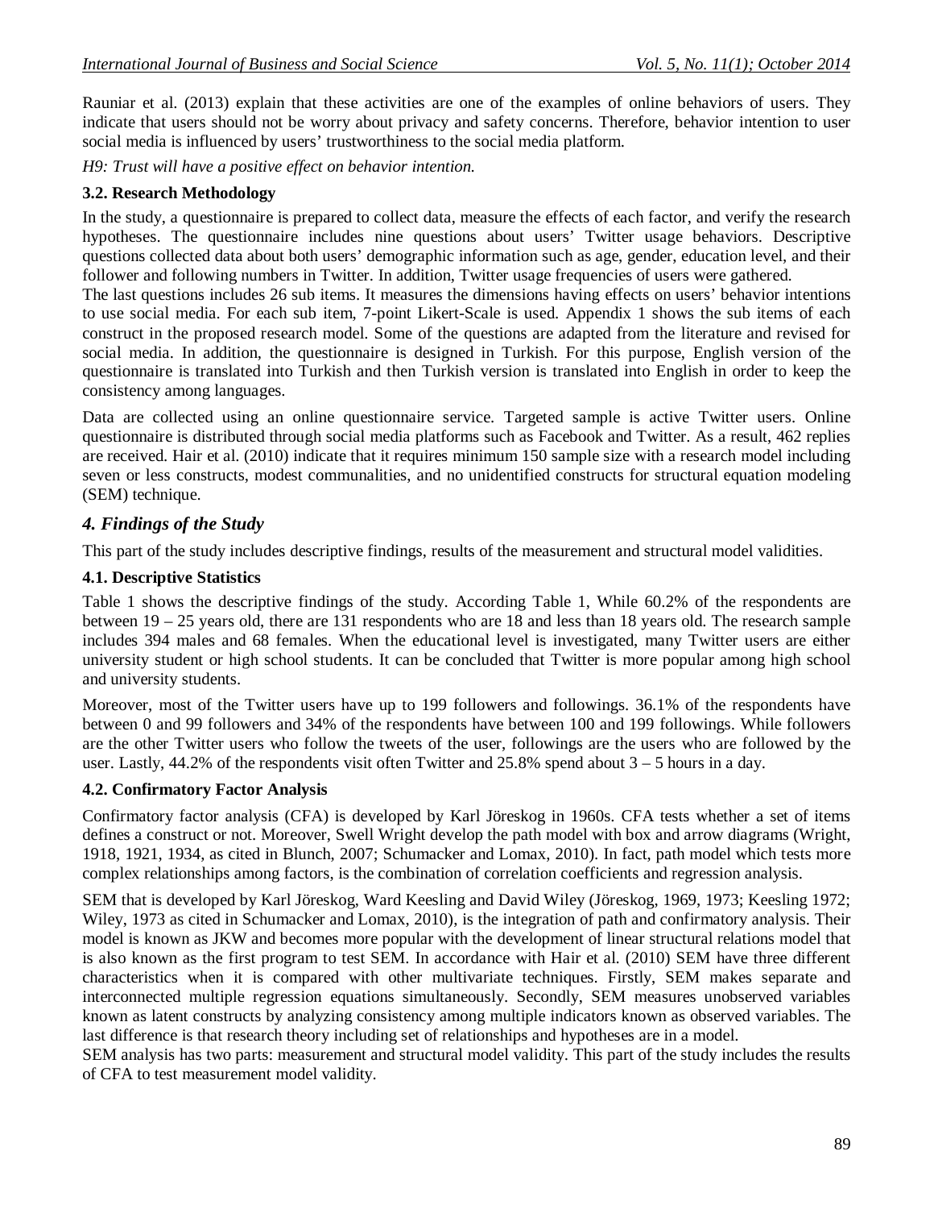Rauniar et al. (2013) explain that these activities are one of the examples of online behaviors of users. They indicate that users should not be worry about privacy and safety concerns. Therefore, behavior intention to user social media is influenced by users' trustworthiness to the social media platform.

*H9: Trust will have a positive effect on behavior intention.*

### 3.2. Research Methodology

In the study, a questionnaire is prepared to collect data, measure the effects of each factor, and verify the research hypotheses. The questionnaire includes nine questions about users' Twitter usage behaviors. Descriptive questions collected data about both users' demographic information such as age, gender, education level, and their follower and following numbers in Twitter. In addition, Twitter usage frequencies of users were gathered.

The last questions includes 26 sub items. It measures the dimensions having effects on users' behavior intentions to use social media. For each sub item, 7-point Likert-Scale is used. Appendix 1 shows the sub items of each construct in the proposed research model. Some of the questions are adapted from the literature and revised for social media. In addition, the questionnaire is designed in Turkish. For this purpose, English version of the questionnaire is translated into Turkish and then Turkish version is translated into English in order to keep the consistency among languages.

Data are collected using an online questionnaire service. Targeted sample is active Twitter users. Online questionnaire is distributed through social media platforms such as Facebook and Twitter. As a result, 462 replies are received. Hair et al. (2010) indicate that it requires minimum 150 sample size with a research model including seven or less constructs, modest communalities, and no unidentified constructs for structural equation modeling (SEM) technique.

## *4. Findings of the Study*

This part of the study includes descriptive findings, results of the measurement and structural model validities.

### 4.1. Descriptive Statistics

Table 1 shows the descriptive findings of the study. According Table 1, While 60.2% of the respondents are between 19 – 25 years old, there are 131 respondents who are 18 and less than 18 years old. The research sample includes 394 males and 68 females. When the educational level is investigated, many Twitter users are either university student or high school students. It can be concluded that Twitter is more popular among high school and university students.

Moreover, most of the Twitter users have up to 199 followers and followings. 36.1% of the respondents have between 0 and 99 followers and 34% of the respondents have between 100 and 199 followings. While followers are the other Twitter users who follow the tweets of the user, followings are the users who are followed by the user. Lastly, 44.2% of the respondents visit often Twitter and 25.8% spend about 3 – 5 hours in a day.

### 4.2. Confirmatory Factor Analysis

Confirmatory factor analysis (CFA) is developed by Karl Jöreskog in 1960s. CFA tests whether a set of items defines a construct or not. Moreover, Swell Wright develop the path model with box and arrow diagrams (Wright, 1918, 1921, 1934, as cited in Blunch, 2007; Schumacker and Lomax, 2010). In fact, path model which tests more complex relationships among factors, is the combination of correlation coefficients and regression analysis.

SEM that is developed by Karl Jöreskog, Ward Keesling and David Wiley (Jöreskog, 1969, 1973; Keesling 1972; Wiley, 1973 as cited in Schumacker and Lomax, 2010), is the integration of path and confirmatory analysis. Their model is known as JKW and becomes more popular with the development of linear structural relations model that is also known as the first program to test SEM. In accordance with Hair et al. (2010) SEM have three different characteristics when it is compared with other multivariate techniques. Firstly, SEM makes separate and interconnected multiple regression equations simultaneously. Secondly, SEM measures unobserved variables known as latent constructs by analyzing consistency among multiple indicators known as observed variables. The last difference is that research theory including set of relationships and hypotheses are in a model.

SEM analysis has two parts: measurement and structural model validity. This part of the study includes the results of CFA to test measurement model validity.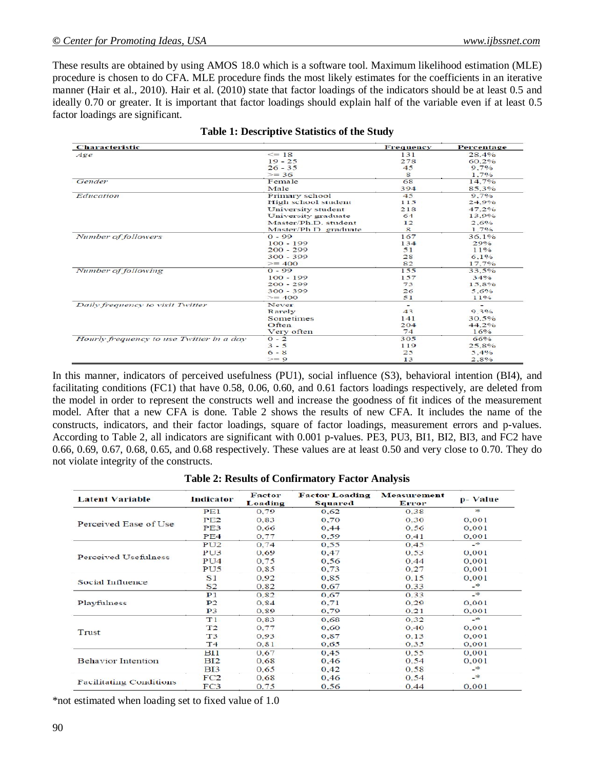These results are obtained by using AMOS 18.0 which is a software tool. Maximum likelihood estimation (MLE) procedure is chosen to do CFA. MLE procedure finds the most likely estimates for the coefficients in an iterative manner (Hair et al., 2010). Hair et al. (2010) state that factor loadings of the indicators should be at least 0.5 and ideally 0.70 or greater. It is important that factor loadings should explain half of the variable even if at least 0.5 factor loadings are significant.

**Table 1: Descriptive Statistics of the Study**

| Characteristic | | Frequency | Percentage |
|---|---|---|---|
| *Age* | <= 18 | 131 | 28.4% |
| | 19 - 25 | 278 | 60.2% |
| | 26 - 35 | 45 | 9.7% |
| | >= 36 | 8 | 1.7% |
| *Gender* | Female | 68 | 14.7% |
| | Male | 394 | 85.3% |
| *Education* | Primary school | 45 | 9.7% |
| | High school student | 115 | 24.9% |
| | University student | 218 | 47.2% |
| | University graduate | 64 | 13.9% |
| | Master/Ph.D. student | 12 | 2.6% |
| | Master/Ph.D. graduate | 8 | 1.7% |
| *Number of followers* | 0 - 99 | 167 | 36.1% |
| | 100 - 199 | 134 | 29% |
| | 200 - 299 | 51 | 11% |
| | 300 - 399 | 28 | 6.1% |
| | >= 400 | 82 | 17.7% |
| *Number of following* | 0 - 99 | 155 | 33.5% |
| | 100 - 199 | 157 | 34% |
| | 200 - 299 | 73 | 15.8% |
| | 300 - 399 | 26 | 5.6% |
| | >= 400 | 51 | 11% |
| *Daily frequency to visit Twitter* | Never | - | - |
| | Rarely | 43 | 9.3% |
| | Sometimes | 141 | 30.5% |
| | Often | 204 | 44.2% |
| | Very often | 74 | 16% |
| *Hourly frequency to use Twitter in a day* | 0 - 2 | 305 | 66% |
| | 3 - 5 | 119 | 25.8% |
| | 6 - 8 | 25 | 5.4% |
| | >= 9 | 13 | 2.8% |

In this manner, indicators of perceived usefulness (PU1), social influence (S3), behavioral intention (BI4), and facilitating conditions (FC1) that have 0.58, 0.06, 0.60, and 0.61 factors loadings respectively, are deleted from the model in order to represent the constructs well and increase the goodness of fit indices of the measurement model. After that a new CFA is done. Table 2 shows the results of new CFA. It includes the name of the constructs, indicators, and their factor loadings, square of factor loadings, measurement errors and p-values. According to Table 2, all indicators are significant with 0.001 p-values. PE3, PU3, BI1, BI2, BI3, and FC2 have 0.66, 0.69, 0.67, 0.68, 0.65, and 0.68 respectively. These values are at least 0.50 and very close to 0.70. They do not violate integrity of the constructs.

**Table 2: Results of Confirmatory Factor Analysis**

| Latent Variable | Indicator | Factor Loading | Factor Loading Squared | Measurement Error | p- Value |
|---|---|---|---|---|---|
| Perceived Ease of Use | PE1 | 0,79 | 0,62 | 0,38 | * |
| | PE2 | 0,83 | 0,70 | 0,30 | 0,001 |
| | PE3 | 0,66 | 0,44 | 0,56 | 0,001 |
| | PE4 | 0,77 | 0,59 | 0,41 | 0,001 |
| Perceived Usefulness | PU2 | 0,74 | 0,55 | 0,45 | -* |
| | PU3 | 0,69 | 0,47 | 0,53 | 0,001 |
| | PU4 | 0,75 | 0,56 | 0,44 | 0,001 |
| | PU5 | 0,85 | 0,73 | 0,27 | 0,001 |
| Social Influence | S1 | 0,92 | 0,85 | 0,15 | 0,001 |
| | S2 | 0,82 | 0,67 | 0,33 | -* |
| Playfulness | P1 | 0,82 | 0,67 | 0,33 | -* |
| | P2 | 0,84 | 0,71 | 0,29 | 0,001 |
| | P3 | 0,89 | 0,79 | 0,21 | 0,001 |
| Trust | T1 | 0,83 | 0,68 | 0,32 | -* |
| | T2 | 0,77 | 0,60 | 0,40 | 0,001 |
| | T3 | 0,93 | 0,87 | 0,13 | 0,001 |
| | T4 | 0,81 | 0,65 | 0,35 | 0,001 |
| Behavior Intention | BI1 | 0,67 | 0,45 | 0,55 | 0,001 |
| | BI2 | 0,68 | 0,46 | 0,54 | 0,001 |
| | BI3 | 0,65 | 0,42 | 0,58 | -* |
| Facilitating Conditions | FC2 | 0,68 | 0,46 | 0,54 | -* |
| | FC3 | 0,75 | 0,56 | 0,44 | 0,001 |

*not estimated when loading set to fixed value of 1.0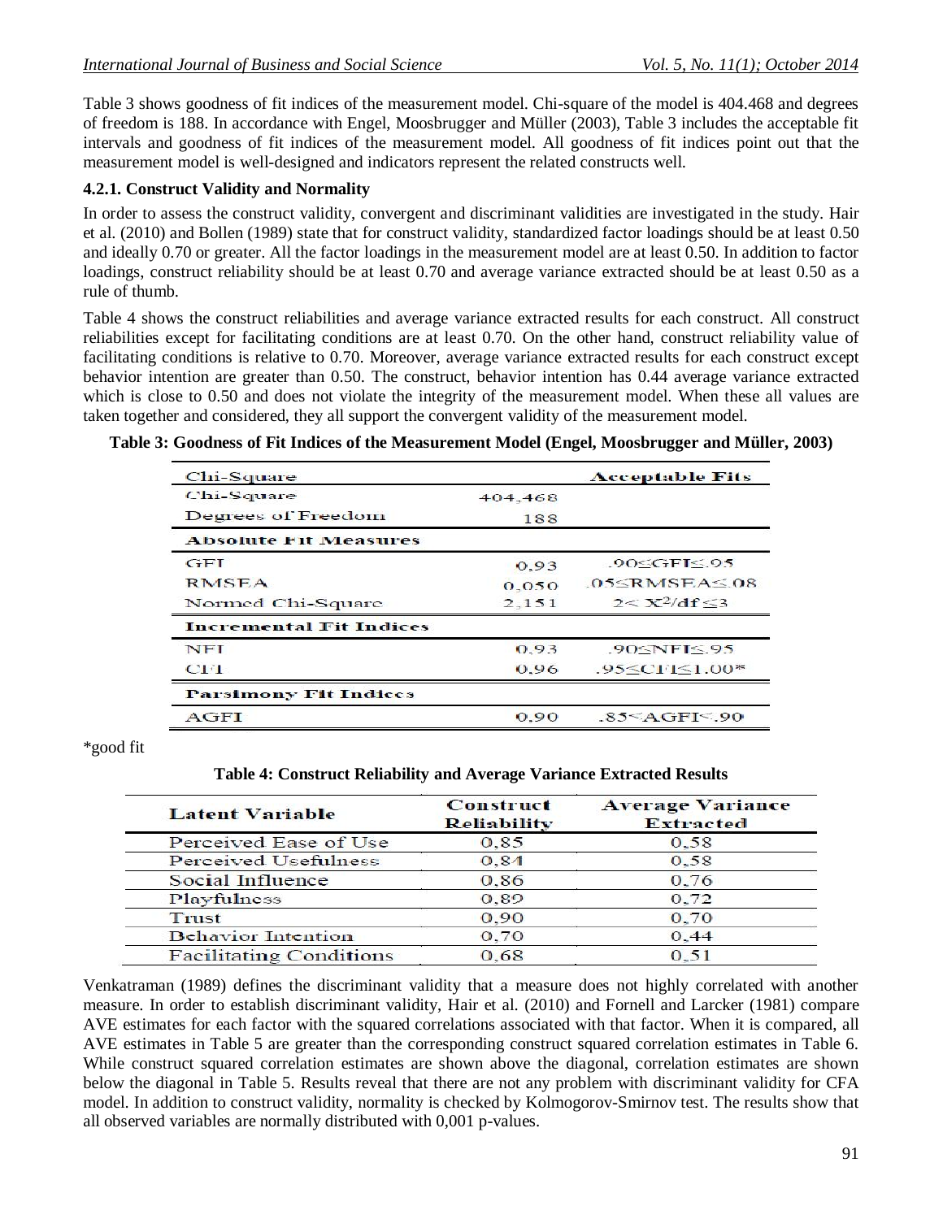Table 3 shows goodness of fit indices of the measurement model. Chi-square of the model is 404.468 and degrees of freedom is 188. In accordance with Engel, Moosbrugger and Müller (2003), Table 3 includes the acceptable fit intervals and goodness of fit indices of the measurement model. All goodness of fit indices point out that the measurement model is well-designed and indicators represent the related constructs well.

#### 4.2.1. Construct Validity and Normality

In order to assess the construct validity, convergent and discriminant validities are investigated in the study. Hair et al. (2010) and Bollen (1989) state that for construct validity, standardized factor loadings should be at least 0.50 and ideally 0.70 or greater. All the factor loadings in the measurement model are at least 0.50. In addition to factor loadings, construct reliability should be at least 0.70 and average variance extracted should be at least 0.50 as a rule of thumb.

Table 4 shows the construct reliabilities and average variance extracted results for each construct. All construct reliabilities except for facilitating conditions are at least 0.70. On the other hand, construct reliability value of facilitating conditions is relative to 0.70. Moreover, average variance extracted results for each construct except behavior intention are greater than 0.50. The construct, behavior intention has 0.44 average variance extracted which is close to 0.50 and does not violate the integrity of the measurement model. When these all values are taken together and considered, they all support the convergent validity of the measurement model.

**Table 3: Goodness of Fit Indices of the Measurement Model (Engel, Moosbrugger and Müller, 2003)**

| Chi-Square | | Acceptable Fits |
|---|---|---|
| Chi-Square | 404,468 | |
| Degrees of Freedom | 188 | |
| **Absolute Fit Measures** | | |
| GFI | 0,93 | $.90 \leq GFI \leq .95$ |
| RMSEA | 0,050 | $.05 \leq RMSEA \leq .08$ |
| Normed Chi-Square | 2,151 | $2 < X^2/df \leq 3$ |
| **Incremental Fit Indices** | | |
| NFI | 0,93 | $.90 \leq NFI \leq .95$ |
| CFI | 0,96 | $.95 \leq CFI \leq 1.00$* |
| **Parsimony Fit Indices** | | |
| AGFI | 0,90 | $.85 < AGFI < .90$ |

*good fit

**Table 4: Construct Reliability and Average Variance Extracted Results**

| Latent Variable | Construct Reliability | Average Variance Extracted |
|---|---|---|
| Perceived Ease of Use | 0,85 | 0,58 |
| Perceived Usefulness | 0,84 | 0,58 |
| Social Influence | 0,86 | 0,76 |
| Playfulness | 0,89 | 0,72 |
| Trust | 0,90 | 0,70 |
| Behavior Intention | 0,70 | 0,44 |
| Facilitating Conditions | 0,68 | 0,51 |

Venkatraman (1989) defines the discriminant validity that a measure does not highly correlated with another measure. In order to establish discriminant validity, Hair et al. (2010) and Fornell and Larcker (1981) compare AVE estimates for each factor with the squared correlations associated with that factor. When it is compared, all AVE estimates in Table 5 are greater than the corresponding construct squared correlation estimates in Table 6. While construct squared correlation estimates are shown above the diagonal, correlation estimates are shown below the diagonal in Table 5. Results reveal that there are not any problem with discriminant validity for CFA model. In addition to construct validity, normality is checked by Kolmogorov-Smirnov test. The results show that all observed variables are normally distributed with 0,001 p-values.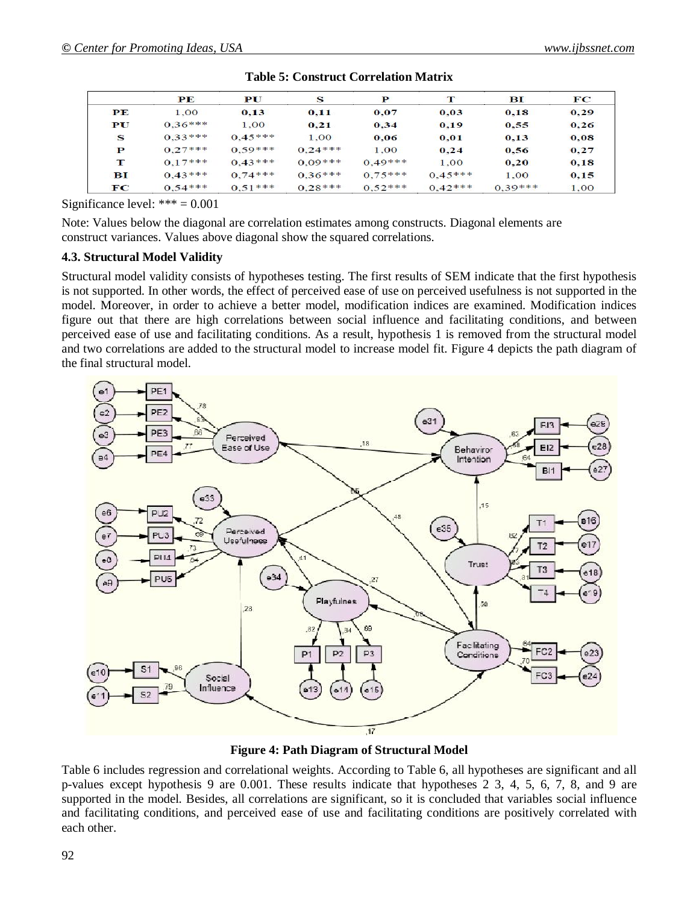**Table 5: Construct Correlation Matrix**

| | PE | PU | S | P | T | BI | FC |
|---|---|---|---|---|---|---|---|
| PE | 1,00 | **0,13** | **0,11** | **0,07** | **0,03** | **0,18** | **0,29** |
| PU | 0,36*** | 1,00 | **0,21** | **0,34** | **0,19** | **0,55** | **0,26** |
| S | 0,33*** | 0,45*** | 1,00 | **0,06** | **0,01** | **0,13** | **0,08** |
| P | 0,27*** | 0,59*** | 0,24*** | 1,00 | **0,24** | **0,56** | **0,27** |
| T | 0,17*** | 0,43*** | 0,09*** | 0,49*** | 1,00 | **0,20** | **0,18** |
| BI | 0,43*** | 0,74*** | 0,36*** | 0,75*** | 0,45*** | 1,00 | **0,15** |
| FC | 0,54*** | 0,51*** | 0,28*** | 0,52*** | 0,42*** | 0,39*** | 1,00 |

Significance level: *** = 0.001

Note: Values below the diagonal are correlation estimates among constructs. Diagonal elements are construct variances. Values above diagonal show the squared correlations.

### 4.3. Structural Model Validity

Structural model validity consists of hypotheses testing. The first results of SEM indicate that the first hypothesis is not supported. In other words, the effect of perceived ease of use on perceived usefulness is not supported in the model. Moreover, in order to achieve a better model, modification indices are examined. Modification indices figure out that there are high correlations between social influence and facilitating conditions, and between perceived ease of use and facilitating conditions. As a result, hypothesis 1 is removed from the structural model and two correlations are added to the structural model to increase model fit. Figure 4 depicts the path diagram of the final structural model.

**Figure 4: Path Diagram of Structural Model**

Table 6 includes regression and correlational weights. According to Table 6, all hypotheses are significant and all p-values except hypothesis 9 are 0.001. These results indicate that hypotheses 2 3, 4, 5, 6, 7, 8, and 9 are supported in the model. Besides, all correlations are significant, so it is concluded that variables social influence and facilitating conditions, and perceived ease of use and facilitating conditions are positively correlated with each other.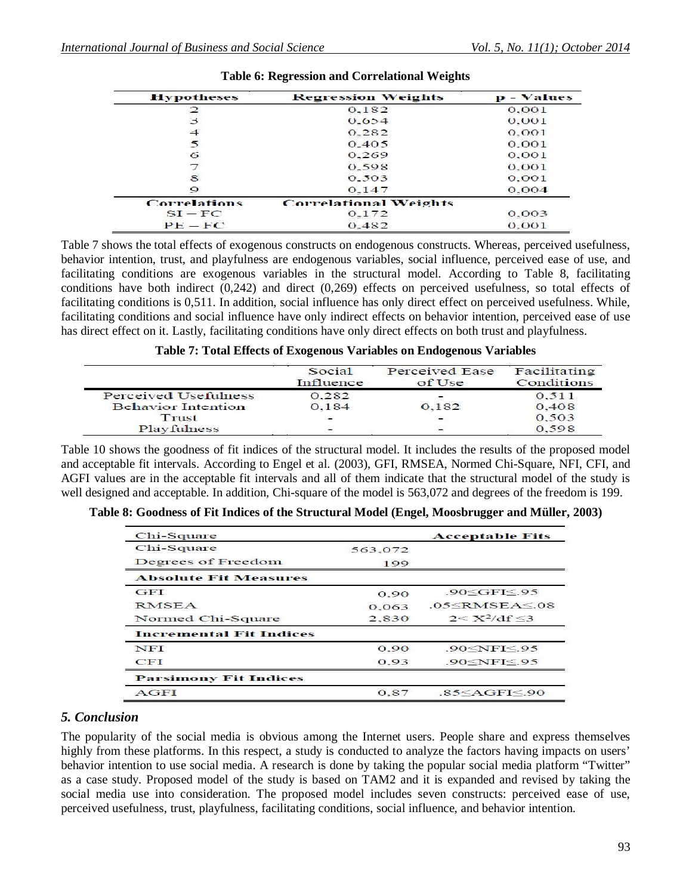**Table 6: Regression and Correlational Weights**

| Hypotheses | Regression Weights | p - Values |
|---|---|---|
| 2 | 0,182 | 0,001 |
| 3 | 0,654 | 0,001 |
| 4 | 0,282 | 0,001 |
| 5 | 0,405 | 0,001 |
| 6 | 0,269 | 0,001 |
| 7 | 0,598 | 0,001 |
| 8 | 0,503 | 0,001 |
| 9 | 0,147 | 0,004 |
| **Correlations** | **Correlational Weights** | |
| SI – FC | 0,172 | 0,003 |
| PE – FC | 0,482 | 0,001 |

Table 7 shows the total effects of exogenous constructs on endogenous constructs. Whereas, perceived usefulness, behavior intention, trust, and playfulness are endogenous variables, social influence, perceived ease of use, and facilitating conditions are exogenous variables in the structural model. According to Table 8, facilitating conditions have both indirect (0,242) and direct (0,269) effects on perceived usefulness, so total effects of facilitating conditions is 0,511. In addition, social influence has only direct effect on perceived usefulness. While, facilitating conditions and social influence have only indirect effects on behavior intention, perceived ease of use has direct effect on it. Lastly, facilitating conditions have only direct effects on both trust and playfulness.

**Table 7: Total Effects of Exogenous Variables on Endogenous Variables**

| | Social Influence | Perceived Ease of Use | Facilitating Conditions |
|---|---|---|---|
| Perceived Usefulness | 0,282 | - | 0,511 |
| Behavior Intention | 0,184 | 0,182 | 0,408 |
| Trust | - | - | 0,503 |
| Playfulness | - | - | 0,598 |

Table 10 shows the goodness of fit indices of the structural model. It includes the results of the proposed model and acceptable fit intervals. According to Engel et al. (2003), GFI, RMSEA, Normed Chi-Square, NFI, CFI, and AGFI values are in the acceptable fit intervals and all of them indicate that the structural model of the study is well designed and acceptable. In addition, Chi-square of the model is 563,072 and degrees of the freedom is 199.

**Table 8: Goodness of Fit Indices of the Structural Model (Engel, Moosbrugger and Müller, 2003)**

| Chi-Square | | Acceptable Fits |
|---|---|---|
| Chi-Square | 563,072 | |
| Degrees of Freedom | 199 | |
| **Absolute Fit Measures** | | |
| GFI | 0,90 | $.90 \leq GFI \leq .95$ |
| RMSEA | 0,063 | $.05 \leq RMSEA \leq .08$ |
| Normed Chi-Square | 2,830 | $2 < X^2/df \leq 3$ |
| **Incremental Fit Indices** | | |
| NFI | 0,90 | $.90 \leq NFI \leq .95$ |
| CFI | 0,93 | $.90 \leq NFI \leq .95$ |
| **Parsimony Fit Indices** | | |
| AGFI | 0,87 | $.85 \leq AGFI \leq .90$ |

## *5. Conclusion*

The popularity of the social media is obvious among the Internet users. People share and express themselves highly from these platforms. In this respect, a study is conducted to analyze the factors having impacts on users' behavior intention to use social media. A research is done by taking the popular social media platform "Twitter" as a case study. Proposed model of the study is based on TAM2 and it is expanded and revised by taking the social media use into consideration. The proposed model includes seven constructs: perceived ease of use, perceived usefulness, trust, playfulness, facilitating conditions, social influence, and behavior intention.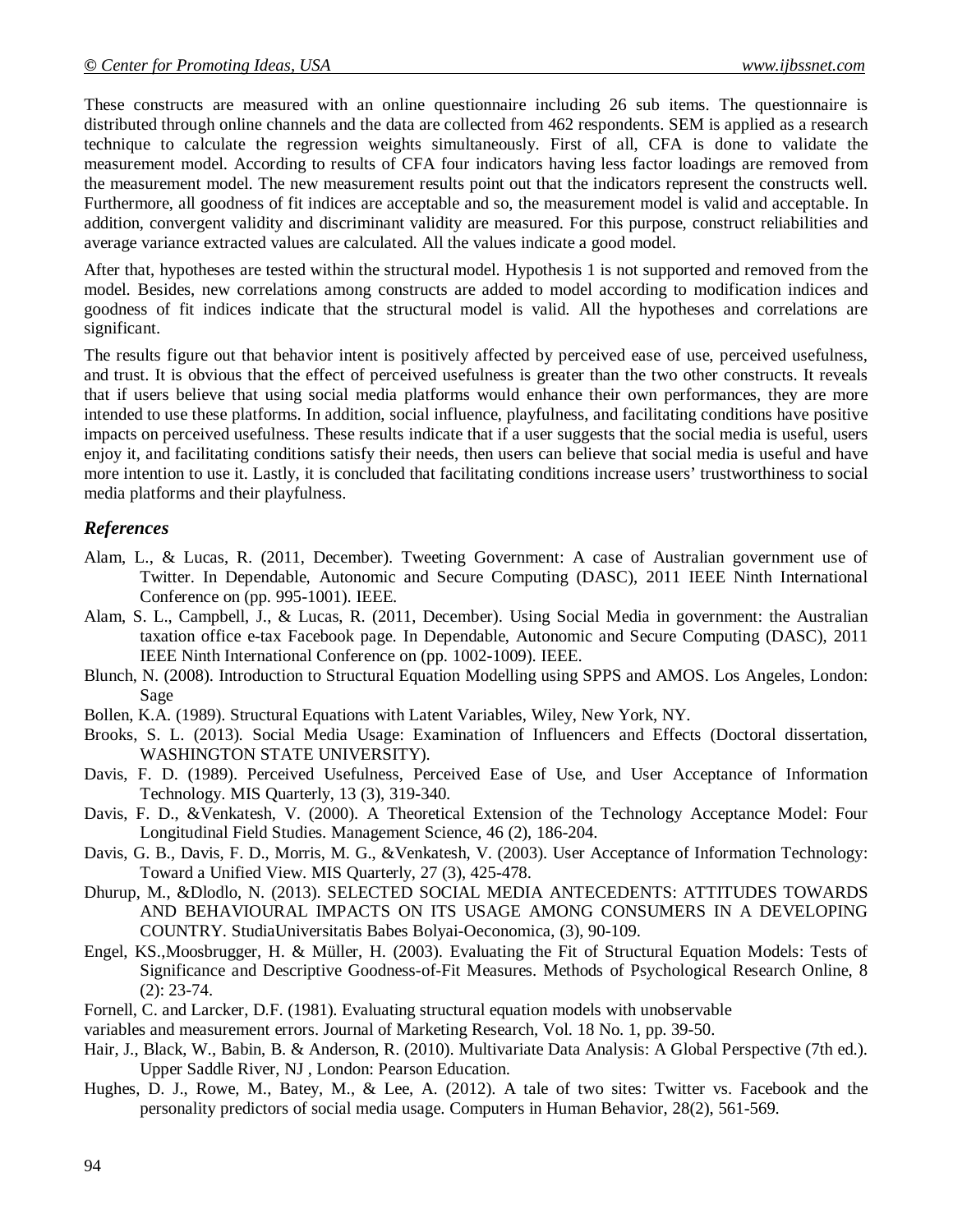These constructs are measured with an online questionnaire including 26 sub items. The questionnaire is distributed through online channels and the data are collected from 462 respondents. SEM is applied as a research technique to calculate the regression weights simultaneously. First of all, CFA is done to validate the measurement model. According to results of CFA four indicators having less factor loadings are removed from the measurement model. The new measurement results point out that the indicators represent the constructs well. Furthermore, all goodness of fit indices are acceptable and so, the measurement model is valid and acceptable. In addition, convergent validity and discriminant validity are measured. For this purpose, construct reliabilities and average variance extracted values are calculated. All the values indicate a good model.

After that, hypotheses are tested within the structural model. Hypothesis 1 is not supported and removed from the model. Besides, new correlations among constructs are added to model according to modification indices and goodness of fit indices indicate that the structural model is valid. All the hypotheses and correlations are significant.

The results figure out that behavior intent is positively affected by perceived ease of use, perceived usefulness, and trust. It is obvious that the effect of perceived usefulness is greater than the two other constructs. It reveals that if users believe that using social media platforms would enhance their own performances, they are more intended to use these platforms. In addition, social influence, playfulness, and facilitating conditions have positive impacts on perceived usefulness. These results indicate that if a user suggests that the social media is useful, users enjoy it, and facilitating conditions satisfy their needs, then users can believe that social media is useful and have more intention to use it. Lastly, it is concluded that facilitating conditions increase users' trustworthiness to social media platforms and their playfulness.

## *References*

Alam, L., & Lucas, R. (2011, December). Tweeting Government: A case of Australian government use of Twitter. In Dependable, Autonomic and Secure Computing (DASC), 2011 IEEE Ninth International Conference on (pp. 995-1001). IEEE.

Alam, S. L., Campbell, J., & Lucas, R. (2011, December). Using Social Media in government: the Australian taxation office e-tax Facebook page. In Dependable, Autonomic and Secure Computing (DASC), 2011 IEEE Ninth International Conference on (pp. 1002-1009). IEEE.

Blunch, N. (2008). Introduction to Structural Equation Modelling using SPPS and AMOS. Los Angeles, London: Sage

Bollen, K.A. (1989). Structural Equations with Latent Variables, Wiley, New York, NY.

Brooks, S. L. (2013). Social Media Usage: Examination of Influencers and Effects (Doctoral dissertation, WASHINGTON STATE UNIVERSITY).

Davis, F. D. (1989). Perceived Usefulness, Perceived Ease of Use, and User Acceptance of Information Technology. MIS Quarterly, 13 (3), 319-340.

Davis, F. D., &Venkatesh, V. (2000). A Theoretical Extension of the Technology Acceptance Model: Four Longitudinal Field Studies. Management Science, 46 (2), 186-204.

Davis, G. B., Davis, F. D., Morris, M. G., &Venkatesh, V. (2003). User Acceptance of Information Technology: Toward a Unified View. MIS Quarterly, 27 (3), 425-478.

Dhurup, M., &Dlodlo, N. (2013). SELECTED SOCIAL MEDIA ANTECEDENTS: ATTITUDES TOWARDS AND BEHAVIOURAL IMPACTS ON ITS USAGE AMONG CONSUMERS IN A DEVELOPING COUNTRY. StudiaUniversitatis Babes Bolyai-Oeconomica, (3), 90-109.

Engel, KS.,Moosbrugger, H. & Müller, H. (2003). Evaluating the Fit of Structural Equation Models: Tests of Significance and Descriptive Goodness-of-Fit Measures. Methods of Psychological Research Online, 8 (2): 23-74.

Fornell, C. and Larcker, D.F. (1981). Evaluating structural equation models with unobservable variables and measurement errors. Journal of Marketing Research, Vol. 18 No. 1, pp. 39-50.

Hair, J., Black, W., Babin, B. & Anderson, R. (2010). Multivariate Data Analysis: A Global Perspective (7th ed.). Upper Saddle River, NJ , London: Pearson Education.

Hughes, D. J., Rowe, M., Batey, M., & Lee, A. (2012). A tale of two sites: Twitter vs. Facebook and the personality predictors of social media usage. Computers in Human Behavior, 28(2), 561-569.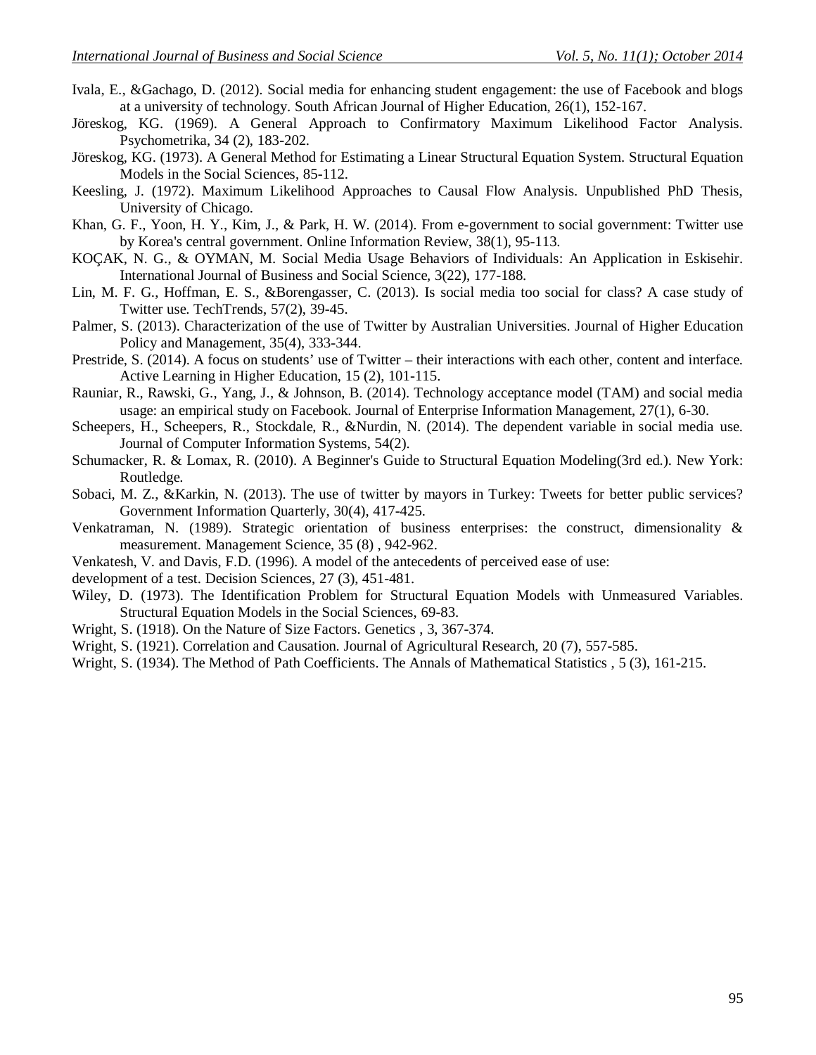Ivala, E., &Gachago, D. (2012). Social media for enhancing student engagement: the use of Facebook and blogs at a university of technology. South African Journal of Higher Education, 26(1), 152-167.

Jöreskog, KG. (1969). A General Approach to Confirmatory Maximum Likelihood Factor Analysis. Psychometrika, 34 (2), 183-202.

Jöreskog, KG. (1973). A General Method for Estimating a Linear Structural Equation System. Structural Equation Models in the Social Sciences, 85-112.

Keesling, J. (1972). Maximum Likelihood Approaches to Causal Flow Analysis. Unpublished PhD Thesis, University of Chicago.

Khan, G. F., Yoon, H. Y., Kim, J., & Park, H. W. (2014). From e-government to social government: Twitter use by Korea's central government. Online Information Review, 38(1), 95-113.

KOÇAK, N. G., & OYMAN, M. Social Media Usage Behaviors of Individuals: An Application in Eskisehir. International Journal of Business and Social Science, 3(22), 177-188.

Lin, M. F. G., Hoffman, E. S., &Borengasser, C. (2013). Is social media too social for class? A case study of Twitter use. TechTrends, 57(2), 39-45.

Palmer, S. (2013). Characterization of the use of Twitter by Australian Universities. Journal of Higher Education Policy and Management, 35(4), 333-344.

Prestride, S. (2014). A focus on students' use of Twitter – their interactions with each other, content and interface. Active Learning in Higher Education, 15 (2), 101-115.

Rauniar, R., Rawski, G., Yang, J., & Johnson, B. (2014). Technology acceptance model (TAM) and social media usage: an empirical study on Facebook. Journal of Enterprise Information Management, 27(1), 6-30.

Scheepers, H., Scheepers, R., Stockdale, R., &Nurdin, N. (2014). The dependent variable in social media use. Journal of Computer Information Systems, 54(2).

Schumacker, R. & Lomax, R. (2010). A Beginner's Guide to Structural Equation Modeling(3rd ed.). New York: Routledge.

Sobaci, M. Z., &Karkin, N. (2013). The use of twitter by mayors in Turkey: Tweets for better public services? Government Information Quarterly, 30(4), 417-425.

Venkatraman, N. (1989). Strategic orientation of business enterprises: the construct, dimensionality & measurement. Management Science, 35 (8) , 942-962.

Venkatesh, V. and Davis, F.D. (1996). A model of the antecedents of perceived ease of use:

development of a test. Decision Sciences, 27 (3), 451-481.

Wiley, D. (1973). The Identification Problem for Structural Equation Models with Unmeasured Variables. Structural Equation Models in the Social Sciences, 69-83.

Wright, S. (1918). On the Nature of Size Factors. Genetics , 3, 367-374.

Wright, S. (1921). Correlation and Causation. Journal of Agricultural Research, 20 (7), 557-585.

Wright, S. (1934). The Method of Path Coefficients. The Annals of Mathematical Statistics , 5 (3), 161-215.